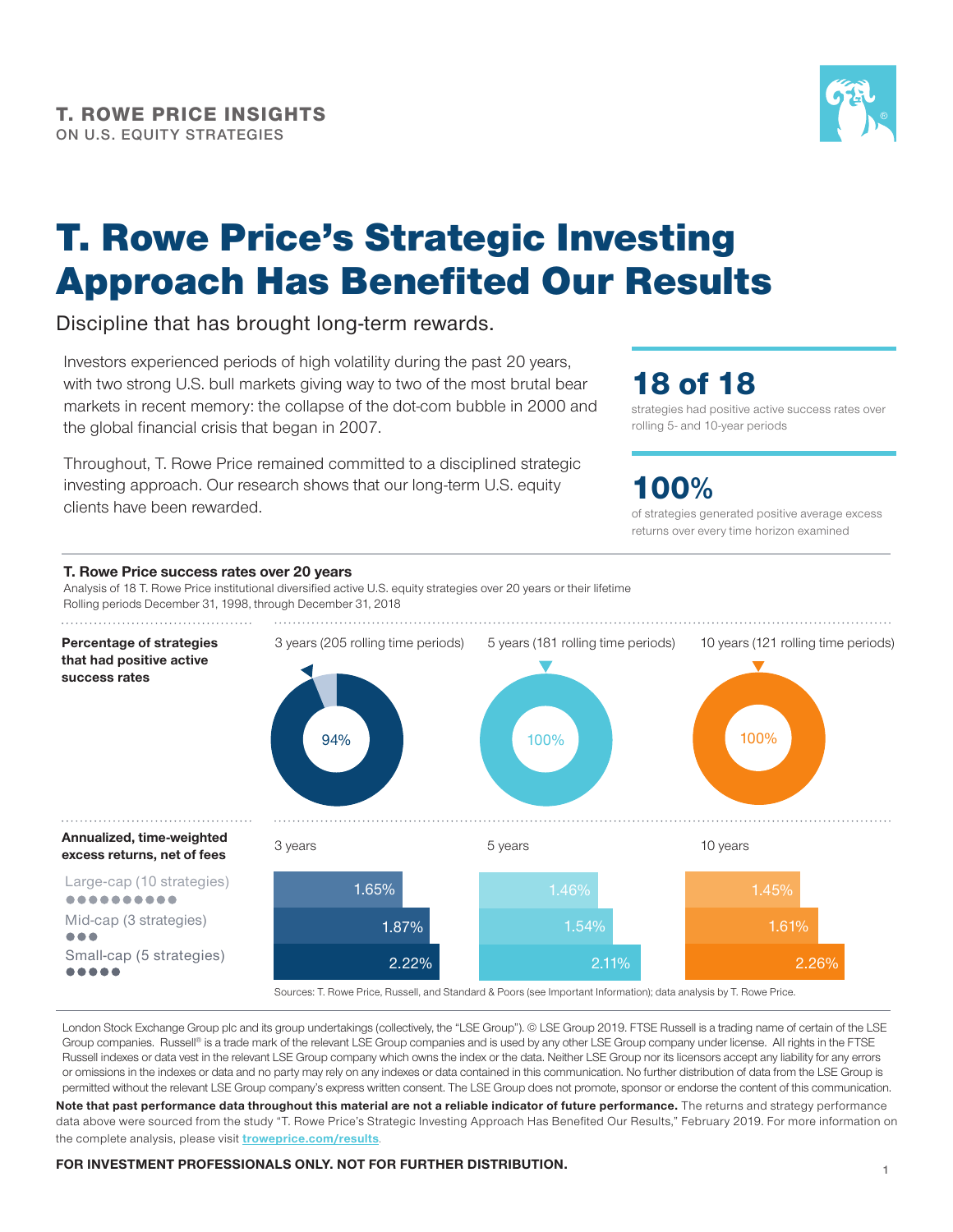**T. ROWE PRICE INSIGHTS**
ON U.S. EQUITY STRATEGIES

# T. Rowe Price's Strategic Investing Approach Has Benefited Our Results

Discipline that has brought long-term rewards.

Investors experienced periods of high volatility during the past 20 years, with two strong U.S. bull markets giving way to two of the most brutal bear markets in recent memory: the collapse of the dot-com bubble in 2000 and the global financial crisis that began in 2007.

Throughout, T. Rowe Price remained committed to a disciplined strategic investing approach. Our research shows that our long-term U.S. equity clients have been rewarded.

## 18 of 18

strategies had positive active success rates over rolling 5- and 10-year periods

## 100%

of strategies generated positive average excess returns over every time horizon examined

**T. Rowe Price success rates over 20 years**

Analysis of 18 T. Rowe Price institutional diversified active U.S. equity strategies over 20 years or their lifetime
Rolling periods December 31, 1998, through December 31, 2018

| **Percentage of strategies that had positive active success rates** | 3 years (205 rolling time periods) | 5 years (181 rolling time periods) | 10 years (121 rolling time periods) |
|---|---|---|---|
| | 94% | 100% | 100% |

| **Annualized, time-weighted excess returns, net of fees** | 3 years | 5 years | 10 years |
|---|---|---|---|
| Large-cap (10 strategies) | 1.65% | 1.46% | 1.45% |
| Mid-cap (3 strategies) | 1.87% | 1.54% | 1.61% |
| Small-cap (5 strategies) | 2.22% | 2.11% | 2.26% |

Sources: T. Rowe Price, Russell, and Standard & Poors (see Important Information); data analysis by T. Rowe Price.

London Stock Exchange Group plc and its group undertakings (collectively, the "LSE Group"). © LSE Group 2019. FTSE Russell is a trading name of certain of the LSE Group companies. Russell® is a trade mark of the relevant LSE Group companies and is used by any other LSE Group company under license. All rights in the FTSE Russell indexes or data vest in the relevant LSE Group company which owns the index or the data. Neither LSE Group nor its licensors accept any liability for any errors or omissions in the indexes or data and no party may rely on any indexes or data contained in this communication. No further distribution of data from the LSE Group is permitted without the relevant LSE Group company's express written consent. The LSE Group does not promote, sponsor or endorse the content of this communication.

**Note that past performance data throughout this material are not a reliable indicator of future performance.** The returns and strategy performance data above were sourced from the study "T. Rowe Price's Strategic Investing Approach Has Benefited Our Results," February 2019. For more information on the complete analysis, please visit **troweprice.com/results**.

**FOR INVESTMENT PROFESSIONALS ONLY. NOT FOR FURTHER DISTRIBUTION.**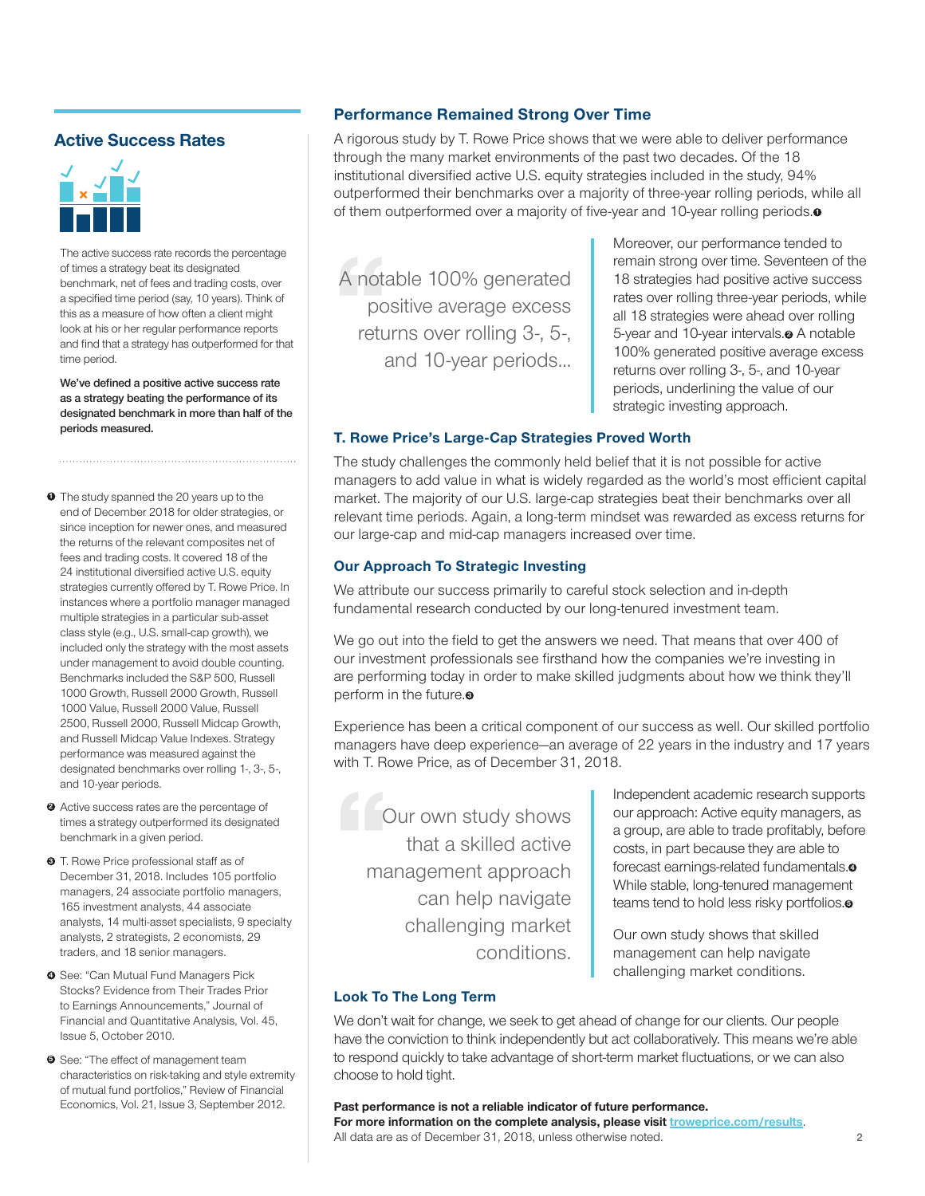## Active Success Rates

The active success rate records the percentage of times a strategy beat its designated benchmark, net of fees and trading costs, over a specified time period (say, 10 years). Think of this as a measure of how often a client might look at his or her regular performance reports and find that a strategy has outperformed for that time period.

**We've defined a positive active success rate as a strategy beating the performance of its designated benchmark in more than half of the periods measured.**

## Performance Remained Strong Over Time

A rigorous study by T. Rowe Price shows that we were able to deliver performance through the many market environments of the past two decades. Of the 18 institutional diversified active U.S. equity strategies included in the study, 94% outperformed their benchmarks over a majority of three-year rolling periods, while all of them outperformed over a majority of five-year and 10-year rolling periods.[1]

> A notable 100% generated positive average excess returns over rolling 3-, 5-, and 10-year periods...

Moreover, our performance tended to remain strong over time. Seventeen of the 18 strategies had positive active success rates over rolling three-year periods, while all 18 strategies were ahead over rolling 5-year and 10-year intervals.[2] A notable 100% generated positive average excess returns over rolling 3-, 5-, and 10-year periods, underlining the value of our strategic investing approach.

### T. Rowe Price's Large-Cap Strategies Proved Worth

The study challenges the commonly held belief that it is not possible for active managers to add value in what is widely regarded as the world's most efficient capital market. The majority of our U.S. large-cap strategies beat their benchmarks over all relevant time periods. Again, a long-term mindset was rewarded as excess returns for our large-cap and mid-cap managers increased over time.

### Our Approach To Strategic Investing

We attribute our success primarily to careful stock selection and in-depth fundamental research conducted by our long-tenured investment team.

We go out into the field to get the answers we need. That means that over 400 of our investment professionals see firsthand how the companies we're investing in are performing today in order to make skilled judgments about how we think they'll perform in the future.[3]

Experience has been a critical component of our success as well. Our skilled portfolio managers have deep experience—an average of 22 years in the industry and 17 years with T. Rowe Price, as of December 31, 2018.

> Our own study shows that a skilled active management approach can help navigate challenging market conditions.

Independent academic research supports our approach: Active equity managers, as a group, are able to trade profitably, before costs, in part because they are able to forecast earnings-related fundamentals.[4] While stable, long-tenured management teams tend to hold less risky portfolios.[5]

Our own study shows that skilled management can help navigate challenging market conditions.

### Look To The Long Term

We don't wait for change, we seek to get ahead of change for our clients. Our people have the conviction to think independently but act collaboratively. This means we're able to respond quickly to take advantage of short-term market fluctuations, or we can also choose to hold tight.

**Past performance is not a reliable indicator of future performance.**
**For more information on the complete analysis, please visit troweprice.com/results.**
All data are as of December 31, 2018, unless otherwise noted.

---

[1] The study spanned the 20 years up to the end of December 2018 for older strategies, or since inception for newer ones, and measured the returns of the relevant composites net of fees and trading costs. It covered 18 of the 24 institutional diversified active U.S. equity strategies currently offered by T. Rowe Price. In instances where a portfolio manager managed multiple strategies in a particular sub-asset class style (e.g., U.S. small-cap growth), we included only the strategy with the most assets under management to avoid double counting. Benchmarks included the S&P 500, Russell 1000 Growth, Russell 2000 Growth, Russell 1000 Value, Russell 2000 Value, Russell 2500, Russell 2000, Russell Midcap Growth, and Russell Midcap Value Indexes. Strategy performance was measured against the designated benchmarks over rolling 1-, 3-, 5-, and 10-year periods.

[2] Active success rates are the percentage of times a strategy outperformed its designated benchmark in a given period.

[3] T. Rowe Price professional staff as of December 31, 2018. Includes 105 portfolio managers, 24 associate portfolio managers, 165 investment analysts, 44 associate analysts, 14 multi-asset specialists, 9 specialty analysts, 2 strategists, 2 economists, 29 traders, and 18 senior managers.

[4] See: "Can Mutual Fund Managers Pick Stocks? Evidence from Their Trades Prior to Earnings Announcements," Journal of Financial and Quantitative Analysis, Vol. 45, Issue 5, October 2010.

[5] See: "The effect of management team characteristics on risk-taking and style extremity of mutual fund portfolios," Review of Financial Economics, Vol. 21, Issue 3, September 2012.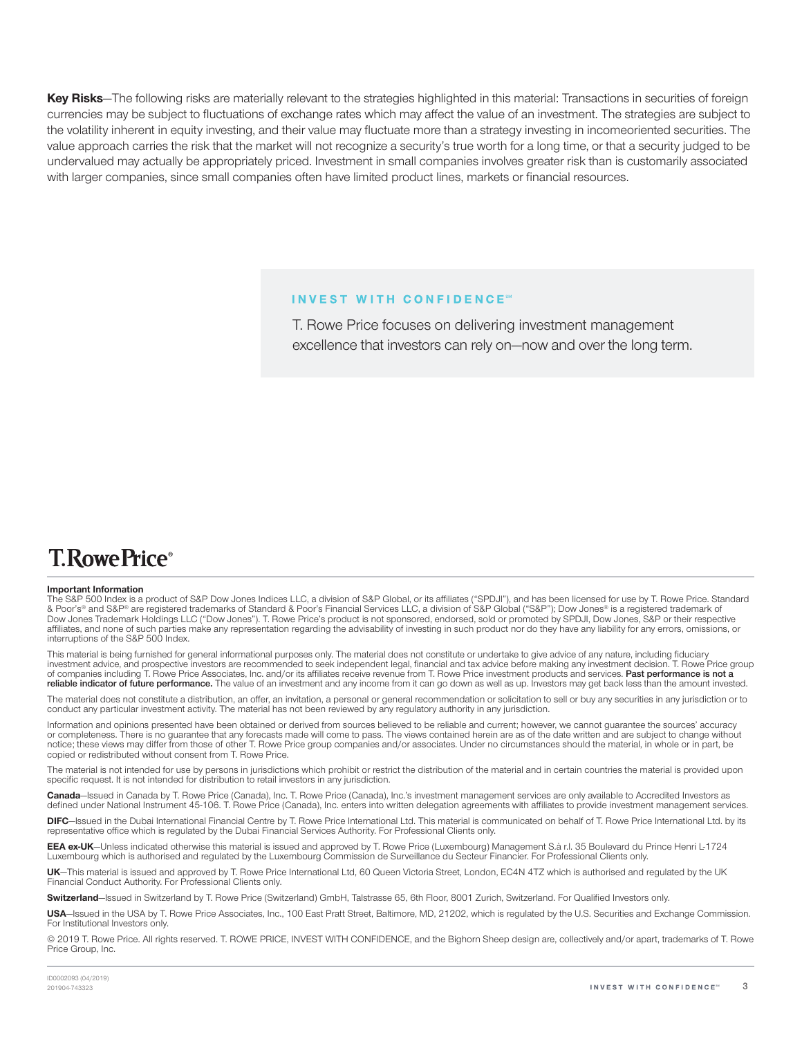**Key Risks**—The following risks are materially relevant to the strategies highlighted in this material: Transactions in securities of foreign currencies may be subject to fluctuations of exchange rates which may affect the value of an investment. The strategies are subject to the volatility inherent in equity investing, and their value may fluctuate more than a strategy investing in incomeoriented securities. The value approach carries the risk that the market will not recognize a security's true worth for a long time, or that a security judged to be undervalued may actually be appropriately priced. Investment in small companies involves greater risk than is customarily associated with larger companies, since small companies often have limited product lines, markets or financial resources.

**INVEST WITH CONFIDENCE℠**

T. Rowe Price focuses on delivering investment management excellence that investors can rely on—now and over the long term.

T.RowePrice®

**Important Information**

The S&P 500 Index is a product of S&P Dow Jones Indices LLC, a division of S&P Global, or its affiliates ("SPDJI"), and has been licensed for use by T. Rowe Price. Standard & Poor's® and S&P® are registered trademarks of Standard & Poor's Financial Services LLC, a division of S&P Global ("S&P"); Dow Jones® is a registered trademark of Dow Jones Trademark Holdings LLC ("Dow Jones"). T. Rowe Price's product is not sponsored, endorsed, sold or promoted by SPDJI, Dow Jones, S&P or their respective affiliates, and none of such parties make any representation regarding the advisability of investing in such product nor do they have any liability for any errors, omissions, or interruptions of the S&P 500 Index.

This material is being furnished for general informational purposes only. The material does not constitute or undertake to give advice of any nature, including fiduciary investment advice, and prospective investors are recommended to seek independent legal, financial and tax advice before making any investment decision. T. Rowe Price group of companies including T. Rowe Price Associates, Inc. and/or its affiliates receive revenue from T. Rowe Price investment products and services. **Past performance is not a reliable indicator of future performance.** The value of an investment and any income from it can go down as well as up. Investors may get back less than the amount invested.

The material does not constitute a distribution, an offer, an invitation, a personal or general recommendation or solicitation to sell or buy any securities in any jurisdiction or to conduct any particular investment activity. The material has not been reviewed by any regulatory authority in any jurisdiction.

Information and opinions presented have been obtained or derived from sources believed to be reliable and current; however, we cannot guarantee the sources' accuracy or completeness. There is no guarantee that any forecasts made will come to pass. The views contained herein are as of the date written and are subject to change without notice; these views may differ from those of other T. Rowe Price group companies and/or associates. Under no circumstances should the material, in whole or in part, be copied or redistributed without consent from T. Rowe Price.

The material is not intended for use by persons in jurisdictions which prohibit or restrict the distribution of the material and in certain countries the material is provided upon specific request. It is not intended for distribution to retail investors in any jurisdiction.

**Canada**—Issued in Canada by T. Rowe Price (Canada), Inc. T. Rowe Price (Canada), Inc.'s investment management services are only available to Accredited Investors as defined under National Instrument 45-106. T. Rowe Price (Canada), Inc. enters into written delegation agreements with affiliates to provide investment management services.

**DIFC**—Issued in the Dubai International Financial Centre by T. Rowe Price International Ltd. This material is communicated on behalf of T. Rowe Price International Ltd. by its representative office which is regulated by the Dubai Financial Services Authority. For Professional Clients only.

**EEA ex-UK**—Unless indicated otherwise this material is issued and approved by T. Rowe Price (Luxembourg) Management S.à r.l. 35 Boulevard du Prince Henri L-1724 Luxembourg which is authorised and regulated by the Luxembourg Commission de Surveillance du Secteur Financier. For Professional Clients only.

**UK**—This material is issued and approved by T. Rowe Price International Ltd, 60 Queen Victoria Street, London, EC4N 4TZ which is authorised and regulated by the UK Financial Conduct Authority. For Professional Clients only.

**Switzerland**—Issued in Switzerland by T. Rowe Price (Switzerland) GmbH, Talstrasse 65, 6th Floor, 8001 Zurich, Switzerland. For Qualified Investors only.

**USA**—Issued in the USA by T. Rowe Price Associates, Inc., 100 East Pratt Street, Baltimore, MD, 21202, which is regulated by the U.S. Securities and Exchange Commission. For Institutional Investors only.

© 2019 T. Rowe Price. All rights reserved. T. ROWE PRICE, INVEST WITH CONFIDENCE, and the Bighorn Sheep design are, collectively and/or apart, trademarks of T. Rowe Price Group, Inc.

ID0002093 (04/2019)
201904-743323